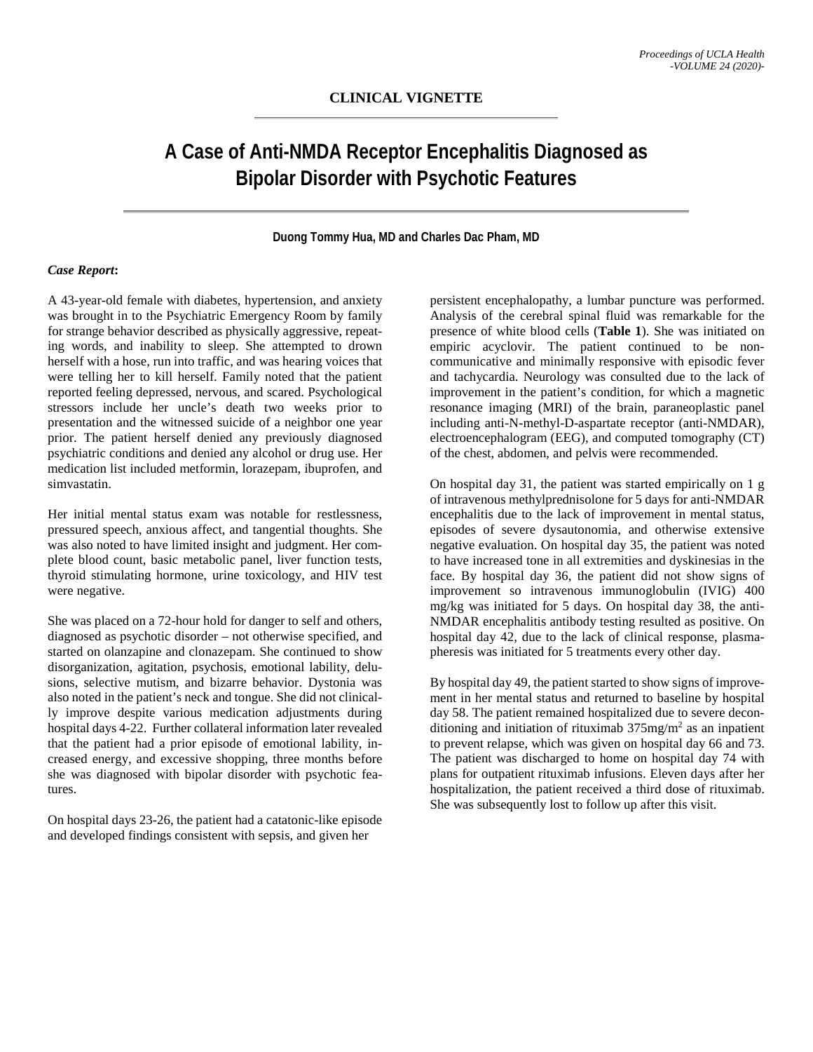**CLINICAL VIGNETTE**

# A Case of Anti-NMDA Receptor Encephalitis Diagnosed as Bipolar Disorder with Psychotic Features

**Duong Tommy Hua, MD and Charles Dac Pham, MD**

***Case Report*:**

A 43-year-old female with diabetes, hypertension, and anxiety was brought in to the Psychiatric Emergency Room by family for strange behavior described as physically aggressive, repeating words, and inability to sleep. She attempted to drown herself with a hose, run into traffic, and was hearing voices that were telling her to kill herself. Family noted that the patient reported feeling depressed, nervous, and scared. Psychological stressors include her uncle's death two weeks prior to presentation and the witnessed suicide of a neighbor one year prior. The patient herself denied any previously diagnosed psychiatric conditions and denied any alcohol or drug use. Her medication list included metformin, lorazepam, ibuprofen, and simvastatin.

Her initial mental status exam was notable for restlessness, pressured speech, anxious affect, and tangential thoughts. She was also noted to have limited insight and judgment. Her complete blood count, basic metabolic panel, liver function tests, thyroid stimulating hormone, urine toxicology, and HIV test were negative.

She was placed on a 72-hour hold for danger to self and others, diagnosed as psychotic disorder – not otherwise specified, and started on olanzapine and clonazepam. She continued to show disorganization, agitation, psychosis, emotional lability, delusions, selective mutism, and bizarre behavior. Dystonia was also noted in the patient's neck and tongue. She did not clinically improve despite various medication adjustments during hospital days 4-22. Further collateral information later revealed that the patient had a prior episode of emotional lability, increased energy, and excessive shopping, three months before she was diagnosed with bipolar disorder with psychotic features.

On hospital days 23-26, the patient had a catatonic-like episode and developed findings consistent with sepsis, and given her persistent encephalopathy, a lumbar puncture was performed. Analysis of the cerebral spinal fluid was remarkable for the presence of white blood cells (**Table 1**). She was initiated on empiric acyclovir. The patient continued to be non-communicative and minimally responsive with episodic fever and tachycardia. Neurology was consulted due to the lack of improvement in the patient's condition, for which a magnetic resonance imaging (MRI) of the brain, paraneoplastic panel including anti-N-methyl-D-aspartate receptor (anti-NMDAR), electroencephalogram (EEG), and computed tomography (CT) of the chest, abdomen, and pelvis were recommended.

On hospital day 31, the patient was started empirically on 1 g of intravenous methylprednisolone for 5 days for anti-NMDAR encephalitis due to the lack of improvement in mental status, episodes of severe dysautonomia, and otherwise extensive negative evaluation. On hospital day 35, the patient was noted to have increased tone in all extremities and dyskinesias in the face. By hospital day 36, the patient did not show signs of improvement so intravenous immunoglobulin (IVIG) 400 mg/kg was initiated for 5 days. On hospital day 38, the anti-NMDAR encephalitis antibody testing resulted as positive. On hospital day 42, due to the lack of clinical response, plasmapheresis was initiated for 5 treatments every other day.

By hospital day 49, the patient started to show signs of improvement in her mental status and returned to baseline by hospital day 58. The patient remained hospitalized due to severe deconditioning and initiation of rituximab 375mg/m$^2$ as an inpatient to prevent relapse, which was given on hospital day 66 and 73. The patient was discharged to home on hospital day 74 with plans for outpatient rituximab infusions. Eleven days after her hospitalization, the patient received a third dose of rituximab. She was subsequently lost to follow up after this visit.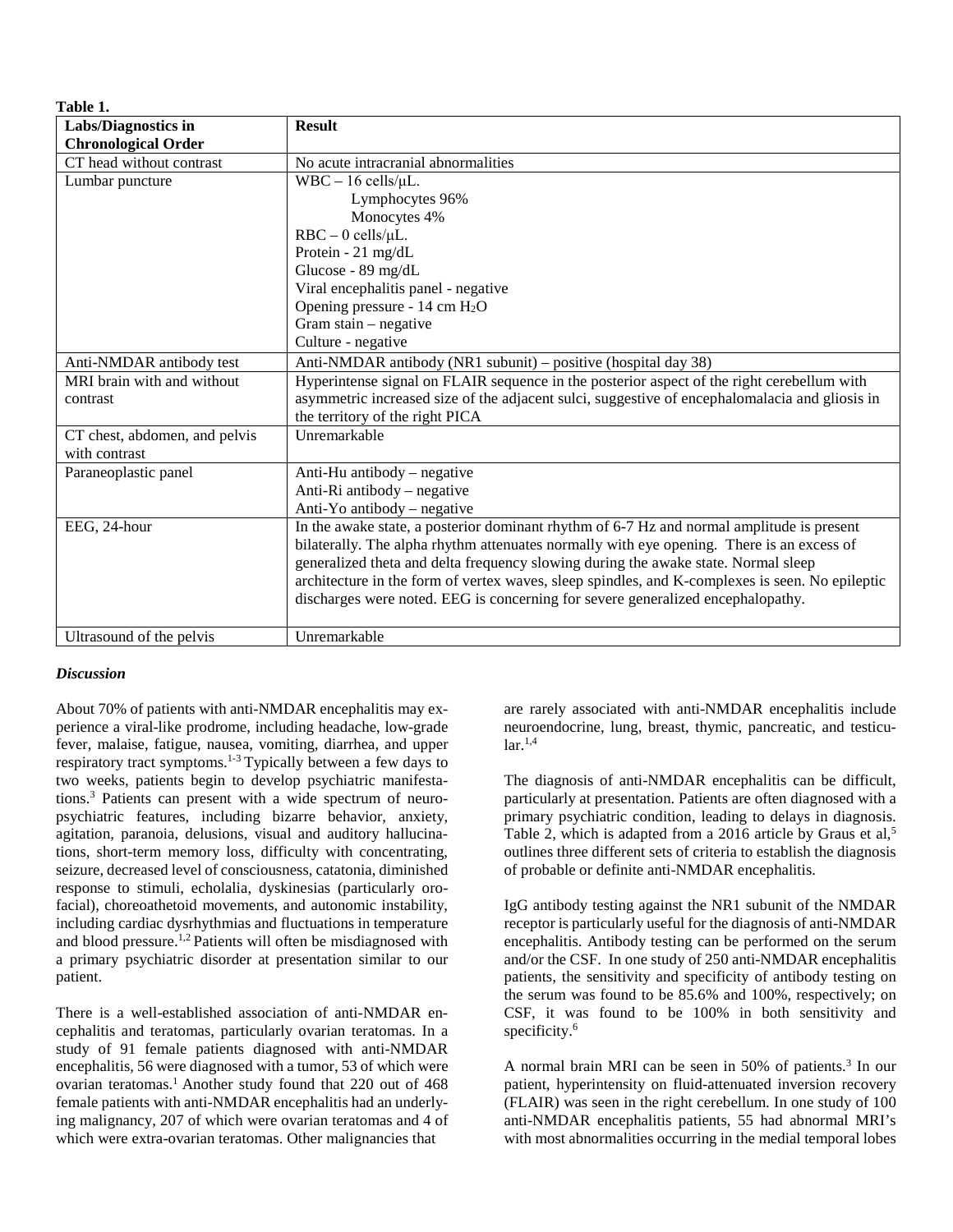**Table 1.**

| Labs/Diagnostics in Chronological Order | Result |
|---|---|
| CT head without contrast | No acute intracranial abnormalities |
| Lumbar puncture | WBC – 16 cells/μL.<br>Lymphocytes 96%<br>Monocytes 4%<br>RBC – 0 cells/μL.<br>Protein - 21 mg/dL<br>Glucose - 89 mg/dL<br>Viral encephalitis panel - negative<br>Opening pressure - 14 cm $H_2O$<br>Gram stain – negative<br>Culture - negative |
| Anti-NMDAR antibody test | Anti-NMDAR antibody (NR1 subunit) – positive (hospital day 38) |
| MRI brain with and without contrast | Hyperintense signal on FLAIR sequence in the posterior aspect of the right cerebellum with asymmetric increased size of the adjacent sulci, suggestive of encephalomalacia and gliosis in the territory of the right PICA |
| CT chest, abdomen, and pelvis with contrast | Unremarkable |
| Paraneoplastic panel | Anti-Hu antibody – negative<br>Anti-Ri antibody – negative<br>Anti-Yo antibody – negative |
| EEG, 24-hour | In the awake state, a posterior dominant rhythm of 6-7 Hz and normal amplitude is present bilaterally. The alpha rhythm attenuates normally with eye opening. There is an excess of generalized theta and delta frequency slowing during the awake state. Normal sleep architecture in the form of vertex waves, sleep spindles, and K-complexes is seen. No epileptic discharges were noted. EEG is concerning for severe generalized encephalopathy. |
| Ultrasound of the pelvis | Unremarkable |

### *Discussion*

About 70% of patients with anti-NMDAR encephalitis may experience a viral-like prodrome, including headache, low-grade fever, malaise, fatigue, nausea, vomiting, diarrhea, and upper respiratory tract symptoms.[1-3] Typically between a few days to two weeks, patients begin to develop psychiatric manifestations.[3] Patients can present with a wide spectrum of neuropsychiatric features, including bizarre behavior, anxiety, agitation, paranoia, delusions, visual and auditory hallucinations, short-term memory loss, difficulty with concentrating, seizure, decreased level of consciousness, catatonia, diminished response to stimuli, echolalia, dyskinesias (particularly orofacial), choreoathetoid movements, and autonomic instability, including cardiac dysrhythmias and fluctuations in temperature and blood pressure.[1,2] Patients will often be misdiagnosed with a primary psychiatric disorder at presentation similar to our patient.

There is a well-established association of anti-NMDAR encephalitis and teratomas, particularly ovarian teratomas. In a study of 91 female patients diagnosed with anti-NMDAR encephalitis, 56 were diagnosed with a tumor, 53 of which were ovarian teratomas.[1] Another study found that 220 out of 468 female patients with anti-NMDAR encephalitis had an underlying malignancy, 207 of which were ovarian teratomas and 4 of which were extra-ovarian teratomas. Other malignancies that are rarely associated with anti-NMDAR encephalitis include neuroendocrine, lung, breast, thymic, pancreatic, and testicular.[1,4]

The diagnosis of anti-NMDAR encephalitis can be difficult, particularly at presentation. Patients are often diagnosed with a primary psychiatric condition, leading to delays in diagnosis. Table 2, which is adapted from a 2016 article by Graus et al,[5] outlines three different sets of criteria to establish the diagnosis of probable or definite anti-NMDAR encephalitis.

IgG antibody testing against the NR1 subunit of the NMDAR receptor is particularly useful for the diagnosis of anti-NMDAR encephalitis. Antibody testing can be performed on the serum and/or the CSF. In one study of 250 anti-NMDAR encephalitis patients, the sensitivity and specificity of antibody testing on the serum was found to be 85.6% and 100%, respectively; on CSF, it was found to be 100% in both sensitivity and specificity.[6]

A normal brain MRI can be seen in 50% of patients.[3] In our patient, hyperintensity on fluid-attenuated inversion recovery (FLAIR) was seen in the right cerebellum. In one study of 100 anti-NMDAR encephalitis patients, 55 had abnormal MRI's with most abnormalities occurring in the medial temporal lobes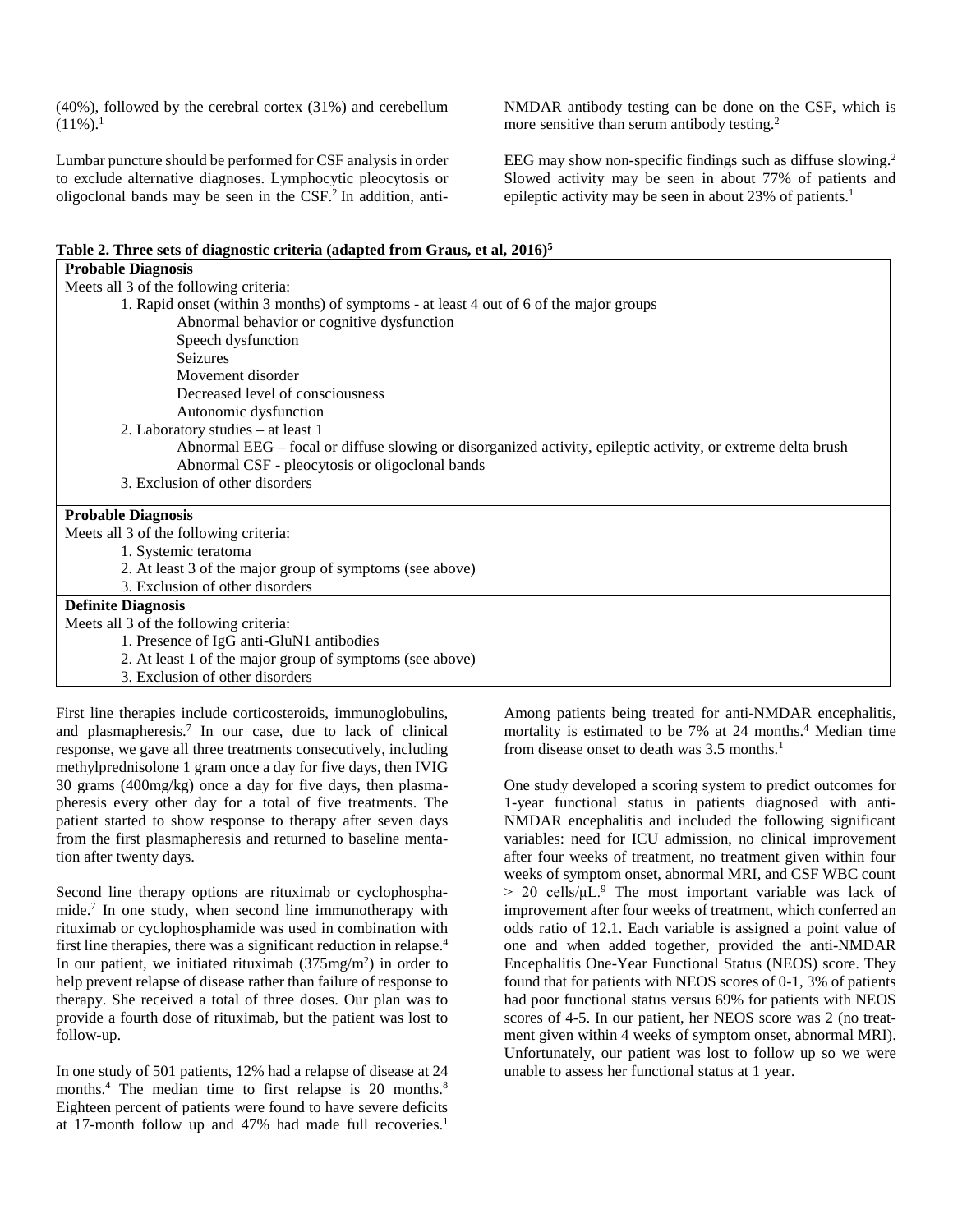(40%), followed by the cerebral cortex (31%) and cerebellum (11%).[1]

Lumbar puncture should be performed for CSF analysis in order to exclude alternative diagnoses. Lymphocytic pleocytosis or oligoclonal bands may be seen in the CSF.[2] In addition, anti-NMDAR antibody testing can be done on the CSF, which is more sensitive than serum antibody testing.[2]

EEG may show non-specific findings such as diffuse slowing.[2] Slowed activity may be seen in about 77% of patients and epileptic activity may be seen in about 23% of patients.[1]

**Table 2. Three sets of diagnostic criteria (adapted from Graus, et al, 2016)[5]**

| |
|---|
| **Probable Diagnosis** |
| Meets all 3 of the following criteria: |
| 1. Rapid onset (within 3 months) of symptoms - at least 4 out of 6 of the major groups |
| Abnormal behavior or cognitive dysfunction |
| Speech dysfunction |
| Seizures |
| Movement disorder |
| Decreased level of consciousness |
| Autonomic dysfunction |
| 2. Laboratory studies – at least 1 |
| Abnormal EEG – focal or diffuse slowing or disorganized activity, epileptic activity, or extreme delta brush |
| Abnormal CSF - pleocytosis or oligoclonal bands |
| 3. Exclusion of other disorders |
| **Probable Diagnosis** |
| Meets all 3 of the following criteria: |
| 1. Systemic teratoma |
| 2. At least 3 of the major group of symptoms (see above) |
| 3. Exclusion of other disorders |
| **Definite Diagnosis** |
| Meets all 3 of the following criteria: |
| 1. Presence of IgG anti-GluN1 antibodies |
| 2. At least 1 of the major group of symptoms (see above) |
| 3. Exclusion of other disorders |

First line therapies include corticosteroids, immunoglobulins, and plasmapheresis.[7] In our case, due to lack of clinical response, we gave all three treatments consecutively, including methylprednisolone 1 gram once a day for five days, then IVIG 30 grams (400mg/kg) once a day for five days, then plasmapheresis every other day for a total of five treatments. The patient started to show response to therapy after seven days from the first plasmapheresis and returned to baseline mentation after twenty days.

Second line therapy options are rituximab or cyclophosphamide.[7] In one study, when second line immunotherapy with rituximab or cyclophosphamide was used in combination with first line therapies, there was a significant reduction in relapse.[4] In our patient, we initiated rituximab (375mg/m$^2$) in order to help prevent relapse of disease rather than failure of response to therapy. She received a total of three doses. Our plan was to provide a fourth dose of rituximab, but the patient was lost to follow-up.

In one study of 501 patients, 12% had a relapse of disease at 24 months.[4] The median time to first relapse is 20 months.[8] Eighteen percent of patients were found to have severe deficits at 17-month follow up and 47% had made full recoveries.[1]

Among patients being treated for anti-NMDAR encephalitis, mortality is estimated to be 7% at 24 months.[4] Median time from disease onset to death was 3.5 months.[1]

One study developed a scoring system to predict outcomes for 1-year functional status in patients diagnosed with anti-NMDAR encephalitis and included the following significant variables: need for ICU admission, no clinical improvement after four weeks of treatment, no treatment given within four weeks of symptom onset, abnormal MRI, and CSF WBC count > 20 cells/μL.[9] The most important variable was lack of improvement after four weeks of treatment, which conferred an odds ratio of 12.1. Each variable is assigned a point value of one and when added together, provided the anti-NMDAR Encephalitis One-Year Functional Status (NEOS) score. They found that for patients with NEOS scores of 0-1, 3% of patients had poor functional status versus 69% for patients with NEOS scores of 4-5. In our patient, her NEOS score was 2 (no treatment given within 4 weeks of symptom onset, abnormal MRI). Unfortunately, our patient was lost to follow up so we were unable to assess her functional status at 1 year.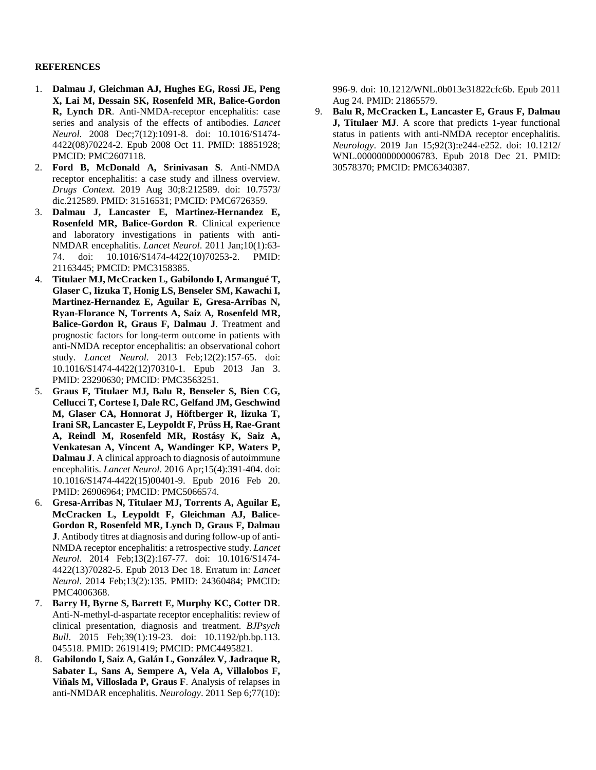**REFERENCES**

1. **Dalmau J, Gleichman AJ, Hughes EG, Rossi JE, Peng X, Lai M, Dessain SK, Rosenfeld MR, Balice-Gordon R, Lynch DR**. Anti-NMDA-receptor encephalitis: case series and analysis of the effects of antibodies. *Lancet Neurol*. 2008 Dec;7(12):1091-8. doi: 10.1016/S1474-4422(08)70224-2. Epub 2008 Oct 11. PMID: 18851928; PMCID: PMC2607118.
2. **Ford B, McDonald A, Srinivasan S**. Anti-NMDA receptor encephalitis: a case study and illness overview. *Drugs Context*. 2019 Aug 30;8:212589. doi: 10.7573/dic.212589. PMID: 31516531; PMCID: PMC6726359.
3. **Dalmau J, Lancaster E, Martinez-Hernandez E, Rosenfeld MR, Balice-Gordon R**. Clinical experience and laboratory investigations in patients with anti-NMDAR encephalitis. *Lancet Neurol*. 2011 Jan;10(1):63-74. doi: 10.1016/S1474-4422(10)70253-2. PMID: 21163445; PMCID: PMC3158385.
4. **Titulaer MJ, McCracken L, Gabilondo I, Armangué T, Glaser C, Iizuka T, Honig LS, Benseler SM, Kawachi I, Martinez-Hernandez E, Aguilar E, Gresa-Arribas N, Ryan-Florance N, Torrents A, Saiz A, Rosenfeld MR, Balice-Gordon R, Graus F, Dalmau J**. Treatment and prognostic factors for long-term outcome in patients with anti-NMDA receptor encephalitis: an observational cohort study. *Lancet Neurol*. 2013 Feb;12(2):157-65. doi: 10.1016/S1474-4422(12)70310-1. Epub 2013 Jan 3. PMID: 23290630; PMCID: PMC3563251.
5. **Graus F, Titulaer MJ, Balu R, Benseler S, Bien CG, Cellucci T, Cortese I, Dale RC, Gelfand JM, Geschwind M, Glaser CA, Honnorat J, Höftberger R, Iizuka T, Irani SR, Lancaster E, Leypoldt F, Prüss H, Rae-Grant A, Reindl M, Rosenfeld MR, Rostásy K, Saiz A, Venkatesan A, Vincent A, Wandinger KP, Waters P, Dalmau J**. A clinical approach to diagnosis of autoimmune encephalitis. *Lancet Neurol*. 2016 Apr;15(4):391-404. doi: 10.1016/S1474-4422(15)00401-9. Epub 2016 Feb 20. PMID: 26906964; PMCID: PMC5066574.
6. **Gresa-Arribas N, Titulaer MJ, Torrents A, Aguilar E, McCracken L, Leypoldt F, Gleichman AJ, Balice-Gordon R, Rosenfeld MR, Lynch D, Graus F, Dalmau J**. Antibody titres at diagnosis and during follow-up of anti-NMDA receptor encephalitis: a retrospective study. *Lancet Neurol*. 2014 Feb;13(2):167-77. doi: 10.1016/S1474-4422(13)70282-5. Epub 2013 Dec 18. Erratum in: *Lancet Neurol*. 2014 Feb;13(2):135. PMID: 24360484; PMCID: PMC4006368.
7. **Barry H, Byrne S, Barrett E, Murphy KC, Cotter DR**. Anti-N-methyl-d-aspartate receptor encephalitis: review of clinical presentation, diagnosis and treatment. *BJPsych Bull*. 2015 Feb;39(1):19-23. doi: 10.1192/pb.bp.113.045518. PMID: 26191419; PMCID: PMC4495821.
8. **Gabilondo I, Saiz A, Galán L, González V, Jadraque R, Sabater L, Sans A, Sempere A, Vela A, Villalobos F, Viñals M, Villoslada P, Graus F**. Analysis of relapses in anti-NMDAR encephalitis. *Neurology*. 2011 Sep 6;77(10):996-9. doi: 10.1212/WNL.0b013e31822cfc6b. Epub 2011 Aug 24. PMID: 21865579.
9. **Balu R, McCracken L, Lancaster E, Graus F, Dalmau J, Titulaer MJ**. A score that predicts 1-year functional status in patients with anti-NMDA receptor encephalitis. *Neurology*. 2019 Jan 15;92(3):e244-e252. doi: 10.1212/WNL.0000000000006783. Epub 2018 Dec 21. PMID: 30578370; PMCID: PMC6340387.